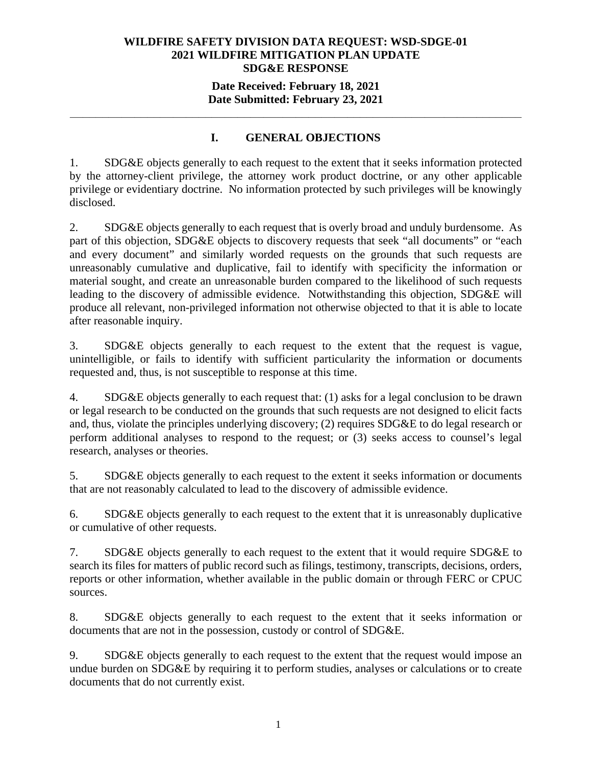**WILDFIRE SAFETY DIVISION DATA REQUEST: WSD-SDGE-01**
**2021 WILDFIRE MITIGATION PLAN UPDATE**
**SDG&E RESPONSE**

**Date Received: February 18, 2021**
**Date Submitted: February 23, 2021**

---

# I. GENERAL OBJECTIONS

1. SDG&E objects generally to each request to the extent that it seeks information protected by the attorney-client privilege, the attorney work product doctrine, or any other applicable privilege or evidentiary doctrine. No information protected by such privileges will be knowingly disclosed.

2. SDG&E objects generally to each request that is overly broad and unduly burdensome. As part of this objection, SDG&E objects to discovery requests that seek "all documents" or "each and every document" and similarly worded requests on the grounds that such requests are unreasonably cumulative and duplicative, fail to identify with specificity the information or material sought, and create an unreasonable burden compared to the likelihood of such requests leading to the discovery of admissible evidence. Notwithstanding this objection, SDG&E will produce all relevant, non-privileged information not otherwise objected to that it is able to locate after reasonable inquiry.

3. SDG&E objects generally to each request to the extent that the request is vague, unintelligible, or fails to identify with sufficient particularity the information or documents requested and, thus, is not susceptible to response at this time.

4. SDG&E objects generally to each request that: (1) asks for a legal conclusion to be drawn or legal research to be conducted on the grounds that such requests are not designed to elicit facts and, thus, violate the principles underlying discovery; (2) requires SDG&E to do legal research or perform additional analyses to respond to the request; or (3) seeks access to counsel's legal research, analyses or theories.

5. SDG&E objects generally to each request to the extent it seeks information or documents that are not reasonably calculated to lead to the discovery of admissible evidence.

6. SDG&E objects generally to each request to the extent that it is unreasonably duplicative or cumulative of other requests.

7. SDG&E objects generally to each request to the extent that it would require SDG&E to search its files for matters of public record such as filings, testimony, transcripts, decisions, orders, reports or other information, whether available in the public domain or through FERC or CPUC sources.

8. SDG&E objects generally to each request to the extent that it seeks information or documents that are not in the possession, custody or control of SDG&E.

9. SDG&E objects generally to each request to the extent that the request would impose an undue burden on SDG&E by requiring it to perform studies, analyses or calculations or to create documents that do not currently exist.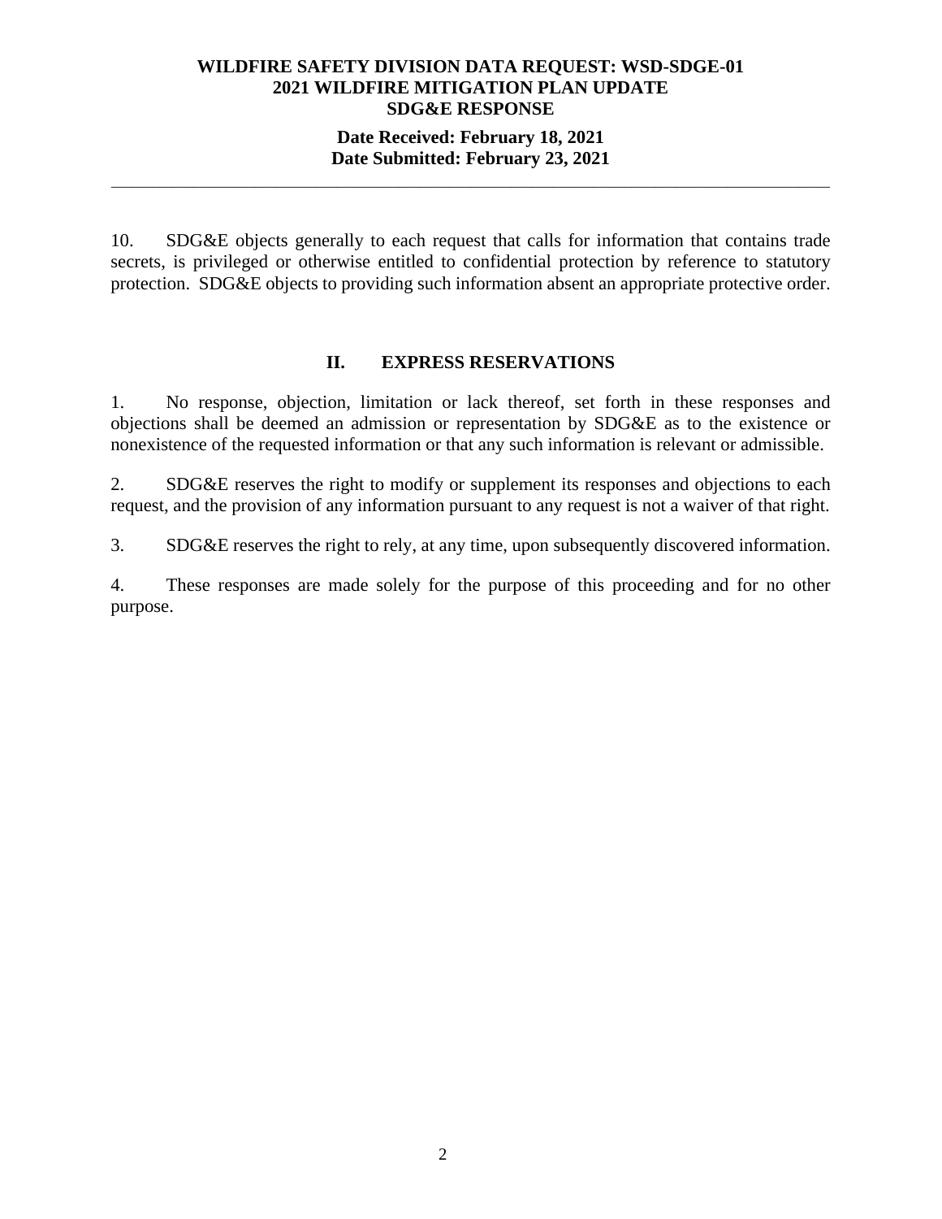10. SDG&E objects generally to each request that calls for information that contains trade secrets, is privileged or otherwise entitled to confidential protection by reference to statutory protection. SDG&E objects to providing such information absent an appropriate protective order.

## II. EXPRESS RESERVATIONS

1. No response, objection, limitation or lack thereof, set forth in these responses and objections shall be deemed an admission or representation by SDG&E as to the existence or nonexistence of the requested information or that any such information is relevant or admissible.

2. SDG&E reserves the right to modify or supplement its responses and objections to each request, and the provision of any information pursuant to any request is not a waiver of that right.

3. SDG&E reserves the right to rely, at any time, upon subsequently discovered information.

4. These responses are made solely for the purpose of this proceeding and for no other purpose.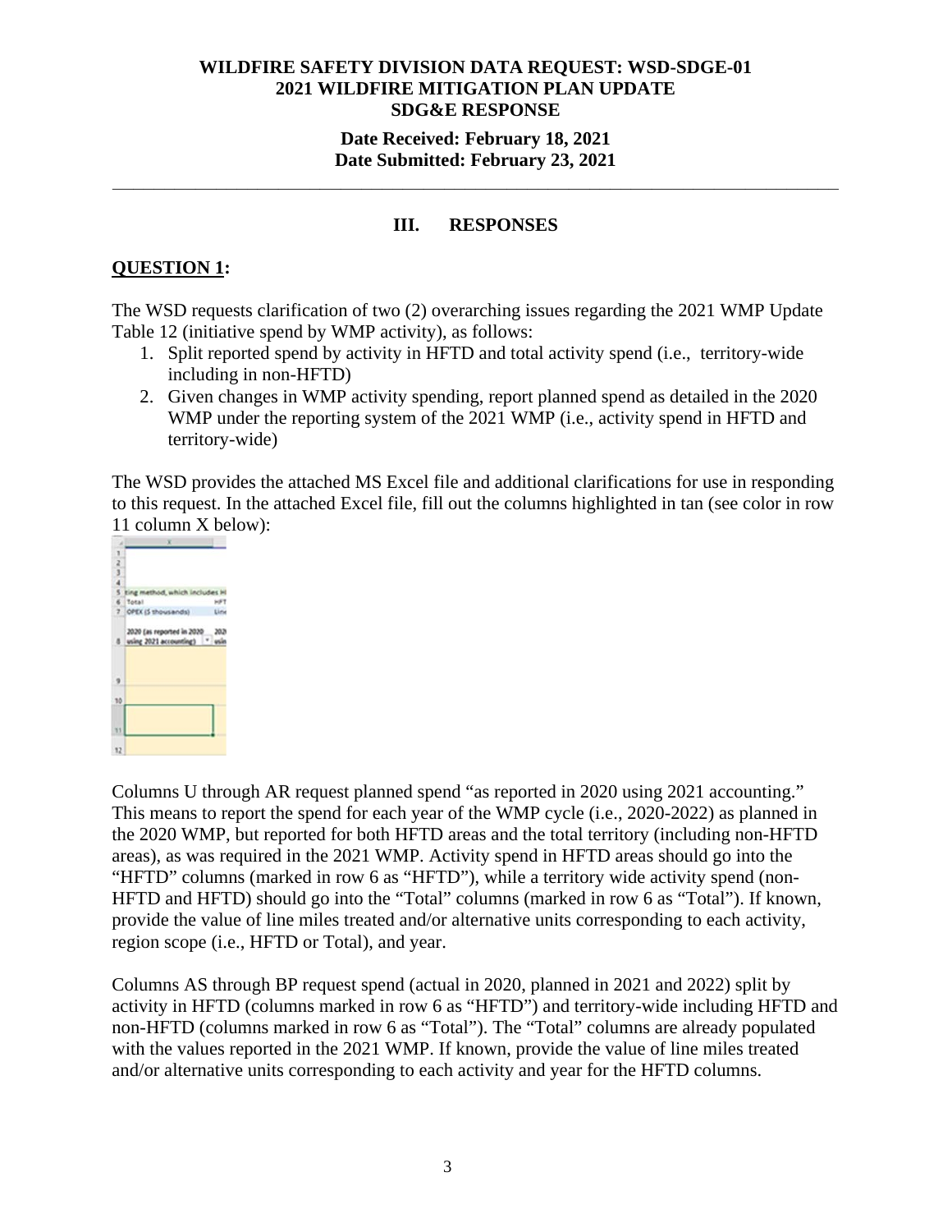**WILDFIRE SAFETY DIVISION DATA REQUEST: WSD-SDGE-01**
**2021 WILDFIRE MITIGATION PLAN UPDATE**
**SDG&E RESPONSE**

**Date Received: February 18, 2021**
**Date Submitted: February 23, 2021**

---

## III. RESPONSES

**QUESTION 1:**

The WSD requests clarification of two (2) overarching issues regarding the 2021 WMP Update Table 12 (initiative spend by WMP activity), as follows:

1. Split reported spend by activity in HFTD and total activity spend (i.e., territory-wide including in non-HFTD)
2. Given changes in WMP activity spending, report planned spend as detailed in the 2020 WMP under the reporting system of the 2021 WMP (i.e., activity spend in HFTD and territory-wide)

The WSD provides the attached MS Excel file and additional clarifications for use in responding to this request. In the attached Excel file, fill out the columns highlighted in tan (see color in row 11 column X below):

Columns U through AR request planned spend "as reported in 2020 using 2021 accounting." This means to report the spend for each year of the WMP cycle (i.e., 2020-2022) as planned in the 2020 WMP, but reported for both HFTD areas and the total territory (including non-HFTD areas), as was required in the 2021 WMP. Activity spend in HFTD areas should go into the "HFTD" columns (marked in row 6 as "HFTD"), while a territory wide activity spend (non-HFTD and HFTD) should go into the "Total" columns (marked in row 6 as "Total"). If known, provide the value of line miles treated and/or alternative units corresponding to each activity, region scope (i.e., HFTD or Total), and year.

Columns AS through BP request spend (actual in 2020, planned in 2021 and 2022) split by activity in HFTD (columns marked in row 6 as "HFTD") and territory-wide including HFTD and non-HFTD (columns marked in row 6 as "Total"). The "Total" columns are already populated with the values reported in the 2021 WMP. If known, provide the value of line miles treated and/or alternative units corresponding to each activity and year for the HFTD columns.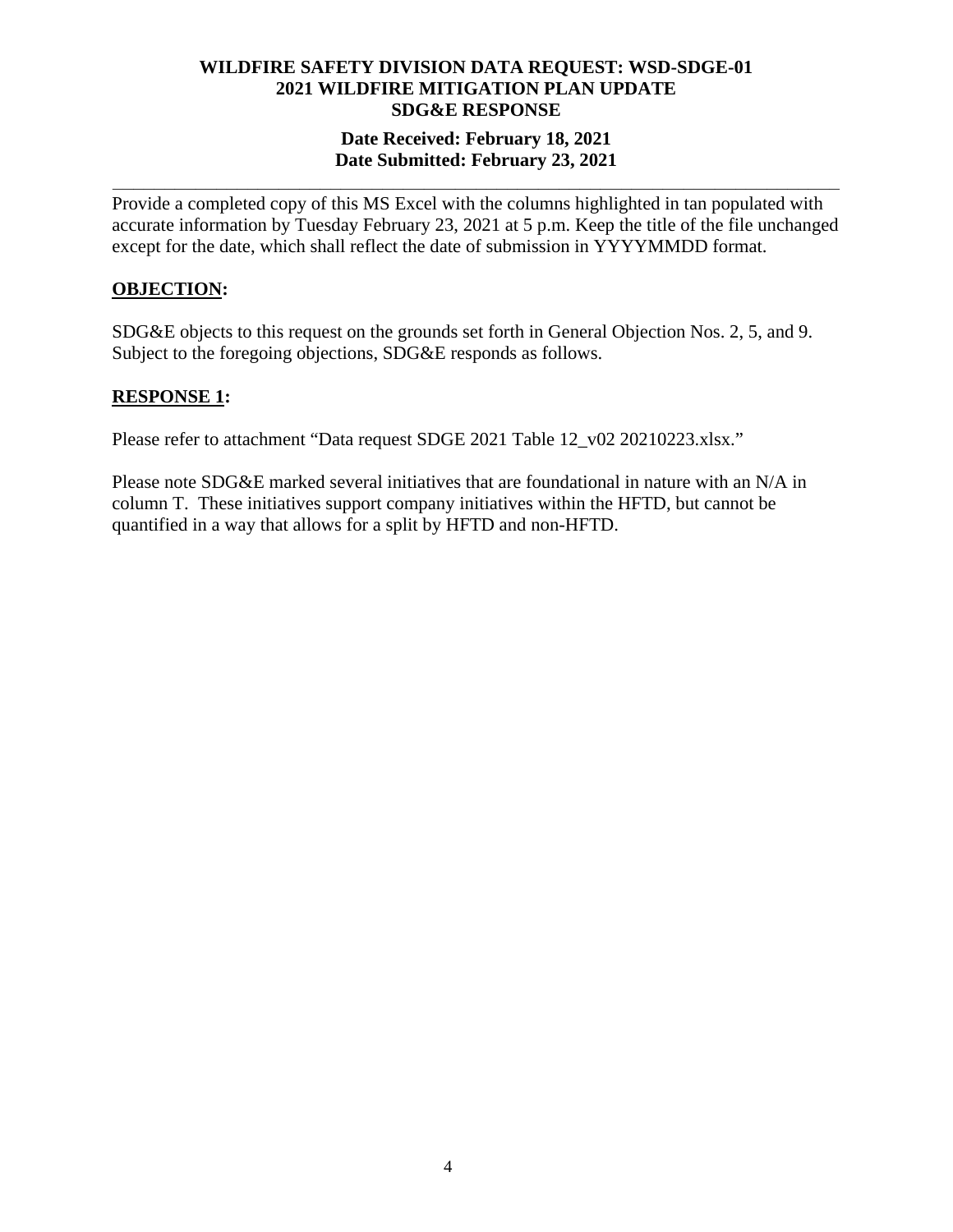**WILDFIRE SAFETY DIVISION DATA REQUEST: WSD-SDGE-01**
**2021 WILDFIRE MITIGATION PLAN UPDATE**
**SDG&E RESPONSE**

**Date Received: February 18, 2021**
**Date Submitted: February 23, 2021**

---

Provide a completed copy of this MS Excel with the columns highlighted in tan populated with accurate information by Tuesday February 23, 2021 at 5 p.m. Keep the title of the file unchanged except for the date, which shall reflect the date of submission in YYYYMMDD format.

**OBJECTION:**

SDG&E objects to this request on the grounds set forth in General Objection Nos. 2, 5, and 9. Subject to the foregoing objections, SDG&E responds as follows.

**RESPONSE 1:**

Please refer to attachment "Data request SDGE 2021 Table 12_v02 20210223.xlsx."

Please note SDG&E marked several initiatives that are foundational in nature with an N/A in column T. These initiatives support company initiatives within the HFTD, but cannot be quantified in a way that allows for a split by HFTD and non-HFTD.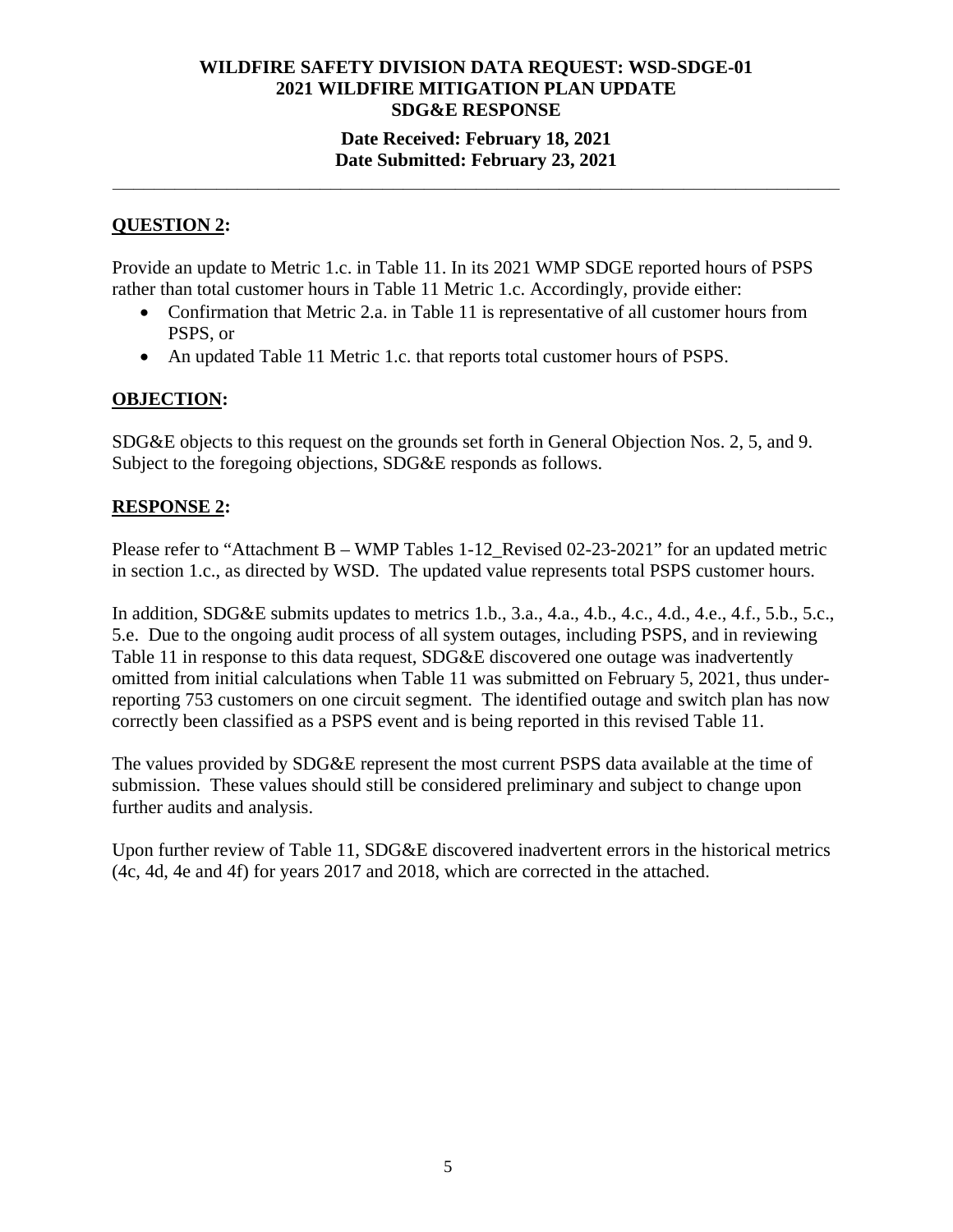**WILDFIRE SAFETY DIVISION DATA REQUEST: WSD-SDGE-01**
**2021 WILDFIRE MITIGATION PLAN UPDATE**
**SDG&E RESPONSE**

**Date Received: February 18, 2021**
**Date Submitted: February 23, 2021**

---

## QUESTION 2:

Provide an update to Metric 1.c. in Table 11. In its 2021 WMP SDGE reported hours of PSPS rather than total customer hours in Table 11 Metric 1.c. Accordingly, provide either:

- Confirmation that Metric 2.a. in Table 11 is representative of all customer hours from PSPS, or
- An updated Table 11 Metric 1.c. that reports total customer hours of PSPS.

## OBJECTION:

SDG&E objects to this request on the grounds set forth in General Objection Nos. 2, 5, and 9. Subject to the foregoing objections, SDG&E responds as follows.

## RESPONSE 2:

Please refer to "Attachment B – WMP Tables 1-12_Revised 02-23-2021" for an updated metric in section 1.c., as directed by WSD. The updated value represents total PSPS customer hours.

In addition, SDG&E submits updates to metrics 1.b., 3.a., 4.a., 4.b., 4.c., 4.d., 4.e., 4.f., 5.b., 5.c., 5.e. Due to the ongoing audit process of all system outages, including PSPS, and in reviewing Table 11 in response to this data request, SDG&E discovered one outage was inadvertently omitted from initial calculations when Table 11 was submitted on February 5, 2021, thus under-reporting 753 customers on one circuit segment. The identified outage and switch plan has now correctly been classified as a PSPS event and is being reported in this revised Table 11.

The values provided by SDG&E represent the most current PSPS data available at the time of submission. These values should still be considered preliminary and subject to change upon further audits and analysis.

Upon further review of Table 11, SDG&E discovered inadvertent errors in the historical metrics (4c, 4d, 4e and 4f) for years 2017 and 2018, which are corrected in the attached.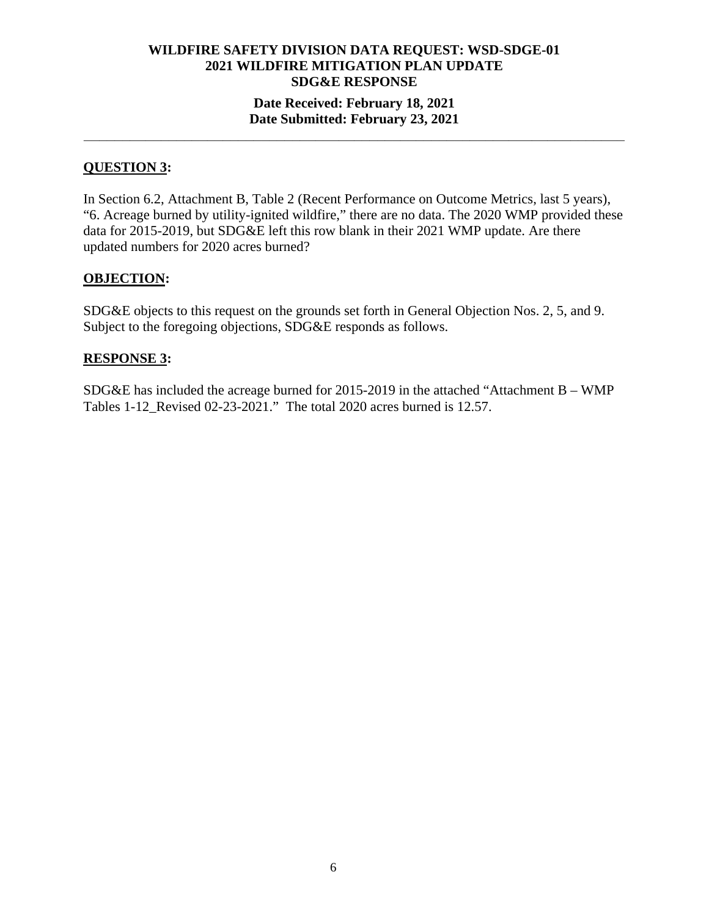**WILDFIRE SAFETY DIVISION DATA REQUEST: WSD-SDGE-01**
**2021 WILDFIRE MITIGATION PLAN UPDATE**
**SDG&E RESPONSE**

**Date Received: February 18, 2021**
**Date Submitted: February 23, 2021**

---

## QUESTION 3:

In Section 6.2, Attachment B, Table 2 (Recent Performance on Outcome Metrics, last 5 years), "6. Acreage burned by utility-ignited wildfire," there are no data. The 2020 WMP provided these data for 2015-2019, but SDG&E left this row blank in their 2021 WMP update. Are there updated numbers for 2020 acres burned?

## OBJECTION:

SDG&E objects to this request on the grounds set forth in General Objection Nos. 2, 5, and 9. Subject to the foregoing objections, SDG&E responds as follows.

## RESPONSE 3:

SDG&E has included the acreage burned for 2015-2019 in the attached "Attachment B – WMP Tables 1-12_Revised 02-23-2021." The total 2020 acres burned is 12.57.